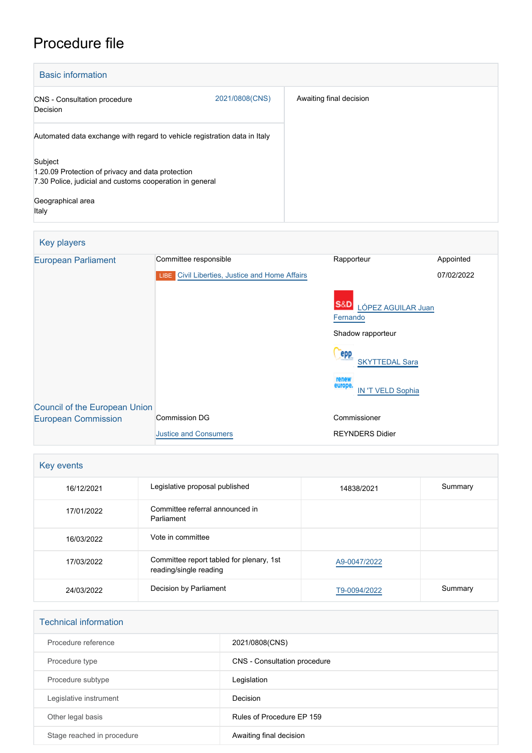# Procedure file

## Basic information

| | |
|---|---|
| CNS - Consultation procedure<br>Decision 2021/0808(CNS) | Awaiting final decision |
| Automated data exchange with regard to vehicle registration data in Italy<br><br>Subject<br>1.20.09 Protection of privacy and data protection<br>7.30 Police, judicial and customs cooperation in general<br><br>Geographical area<br>Italy | |

## Key players

| | | | |
|---|---|---|---|
| European Parliament | Committee responsible | Rapporteur | Appointed |
| | LIBE Civil Liberties, Justice and Home Affairs | S&D LÓPEZ AGUILAR Juan Fernando | 07/02/2022 |
| | | Shadow rapporteur | |
| | | epp SKYTTEDAL Sara | |
| | | renew europe. IN 'T VELD Sophia | |
| Council of the European Union | | | |
| European Commission | Commission DG | Commissioner | |
| | Justice and Consumers | REYNDERS Didier | |

## Key events

| | | | |
|---|---|---|---|
| 16/12/2021 | Legislative proposal published | 14838/2021 | Summary |
| 17/01/2022 | Committee referral announced in Parliament | | |
| 16/03/2022 | Vote in committee | | |
| 17/03/2022 | Committee report tabled for plenary, 1st reading/single reading | A9-0047/2022 | |
| 24/03/2022 | Decision by Parliament | T9-0094/2022 | Summary |

## Technical information

| | |
|---|---|
| Procedure reference | 2021/0808(CNS) |
| Procedure type | CNS - Consultation procedure |
| Procedure subtype | Legislation |
| Legislative instrument | Decision |
| Other legal basis | Rules of Procedure EP 159 |
| Stage reached in procedure | Awaiting final decision |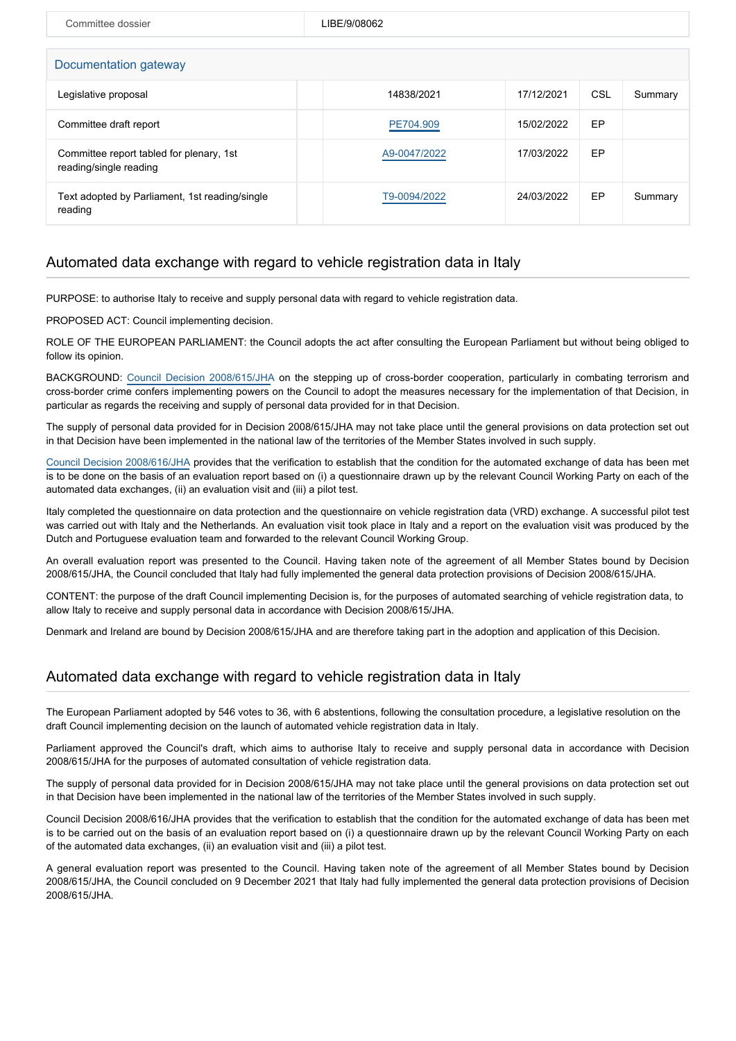| | |
|---|---|
| Committee dossier | LIBE/9/08062 |

| Documentation gateway | | | | | |
|---|---|---|---|---|---|
| Legislative proposal | | 14838/2021 | 17/12/2021 | CSL | Summary |
| Committee draft report | | PE704.909 | 15/02/2022 | EP | |
| Committee report tabled for plenary, 1st reading/single reading | | A9-0047/2022 | 17/03/2022 | EP | |
| Text adopted by Parliament, 1st reading/single reading | | T9-0094/2022 | 24/03/2022 | EP | Summary |

## Automated data exchange with regard to vehicle registration data in Italy

PURPOSE: to authorise Italy to receive and supply personal data with regard to vehicle registration data.

PROPOSED ACT: Council implementing decision.

ROLE OF THE EUROPEAN PARLIAMENT: the Council adopts the act after consulting the European Parliament but without being obliged to follow its opinion.

BACKGROUND: Council Decision 2008/615/JHA on the stepping up of cross-border cooperation, particularly in combating terrorism and cross-border crime confers implementing powers on the Council to adopt the measures necessary for the implementation of that Decision, in particular as regards the receiving and supply of personal data provided for in that Decision.

The supply of personal data provided for in Decision 2008/615/JHA may not take place until the general provisions on data protection set out in that Decision have been implemented in the national law of the territories of the Member States involved in such supply.

Council Decision 2008/616/JHA provides that the verification to establish that the condition for the automated exchange of data has been met is to be done on the basis of an evaluation report based on (i) a questionnaire drawn up by the relevant Council Working Party on each of the automated data exchanges, (ii) an evaluation visit and (iii) a pilot test.

Italy completed the questionnaire on data protection and the questionnaire on vehicle registration data (VRD) exchange. A successful pilot test was carried out with Italy and the Netherlands. An evaluation visit took place in Italy and a report on the evaluation visit was produced by the Dutch and Portuguese evaluation team and forwarded to the relevant Council Working Group.

An overall evaluation report was presented to the Council. Having taken note of the agreement of all Member States bound by Decision 2008/615/JHA, the Council concluded that Italy had fully implemented the general data protection provisions of Decision 2008/615/JHA.

CONTENT: the purpose of the draft Council implementing Decision is, for the purposes of automated searching of vehicle registration data, to allow Italy to receive and supply personal data in accordance with Decision 2008/615/JHA.

Denmark and Ireland are bound by Decision 2008/615/JHA and are therefore taking part in the adoption and application of this Decision.

## Automated data exchange with regard to vehicle registration data in Italy

The European Parliament adopted by 546 votes to 36, with 6 abstentions, following the consultation procedure, a legislative resolution on the draft Council implementing decision on the launch of automated vehicle registration data in Italy.

Parliament approved the Council's draft, which aims to authorise Italy to receive and supply personal data in accordance with Decision 2008/615/JHA for the purposes of automated consultation of vehicle registration data.

The supply of personal data provided for in Decision 2008/615/JHA may not take place until the general provisions on data protection set out in that Decision have been implemented in the national law of the territories of the Member States involved in such supply.

Council Decision 2008/616/JHA provides that the verification to establish that the condition for the automated exchange of data has been met is to be carried out on the basis of an evaluation report based on (i) a questionnaire drawn up by the relevant Council Working Party on each of the automated data exchanges, (ii) an evaluation visit and (iii) a pilot test.

A general evaluation report was presented to the Council. Having taken note of the agreement of all Member States bound by Decision 2008/615/JHA, the Council concluded on 9 December 2021 that Italy had fully implemented the general data protection provisions of Decision 2008/615/JHA.